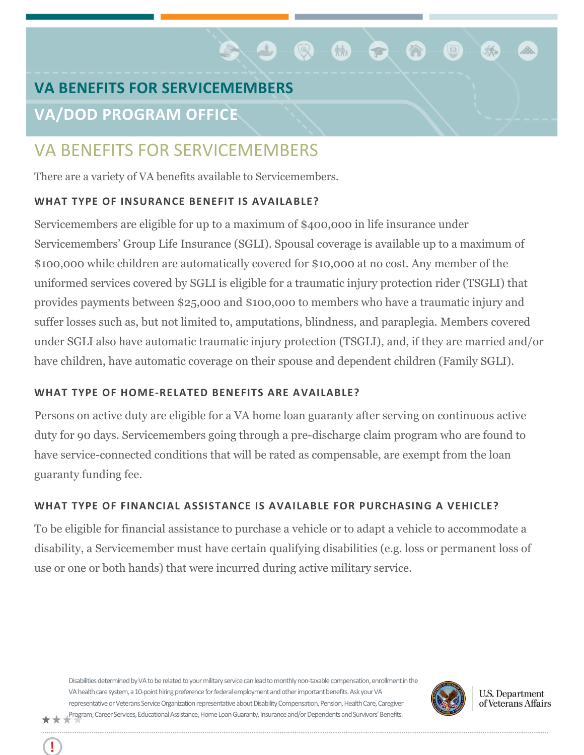# VA BENEFITS FOR SERVICEMEMBERS

## VA/DOD PROGRAM OFFICE

## VA BENEFITS FOR SERVICEMEMBERS

There are a variety of VA benefits available to Servicemembers.

### WHAT TYPE OF INSURANCE BENEFIT IS AVAILABLE?

Servicemembers are eligible for up to a maximum of $400,000 in life insurance under Servicemembers' Group Life Insurance (SGLI). Spousal coverage is available up to a maximum of $100,000 while children are automatically covered for $10,000 at no cost. Any member of the uniformed services covered by SGLI is eligible for a traumatic injury protection rider (TSGLI) that provides payments between $25,000 and $100,000 to members who have a traumatic injury and suffer losses such as, but not limited to, amputations, blindness, and paraplegia. Members covered under SGLI also have automatic traumatic injury protection (TSGLI), and, if they are married and/or have children, have automatic coverage on their spouse and dependent children (Family SGLI).

### WHAT TYPE OF HOME-RELATED BENEFITS ARE AVAILABLE?

Persons on active duty are eligible for a VA home loan guaranty after serving on continuous active duty for 90 days. Servicemembers going through a pre-discharge claim program who are found to have service-connected conditions that will be rated as compensable, are exempt from the loan guaranty funding fee.

### WHAT TYPE OF FINANCIAL ASSISTANCE IS AVAILABLE FOR PURCHASING A VEHICLE?

To be eligible for financial assistance to purchase a vehicle or to adapt a vehicle to accommodate a disability, a Servicemember must have certain qualifying disabilities (e.g. loss or permanent loss of use or one or both hands) that were incurred during active military service.

Disabilities determined by VA to be related to your military service can lead to monthly non-taxable compensation, enrollment in the VA health care system, a 10-point hiring preference for federal employment and other important benefits. Ask your VA representative or Veterans Service Organization representative about Disability Compensation, Pension, Health Care, Caregiver Program, Career Services, Educational Assistance, Home Loan Guaranty, Insurance and/or Dependents and Survivors' Benefits.

U.S. Department of Veterans Affairs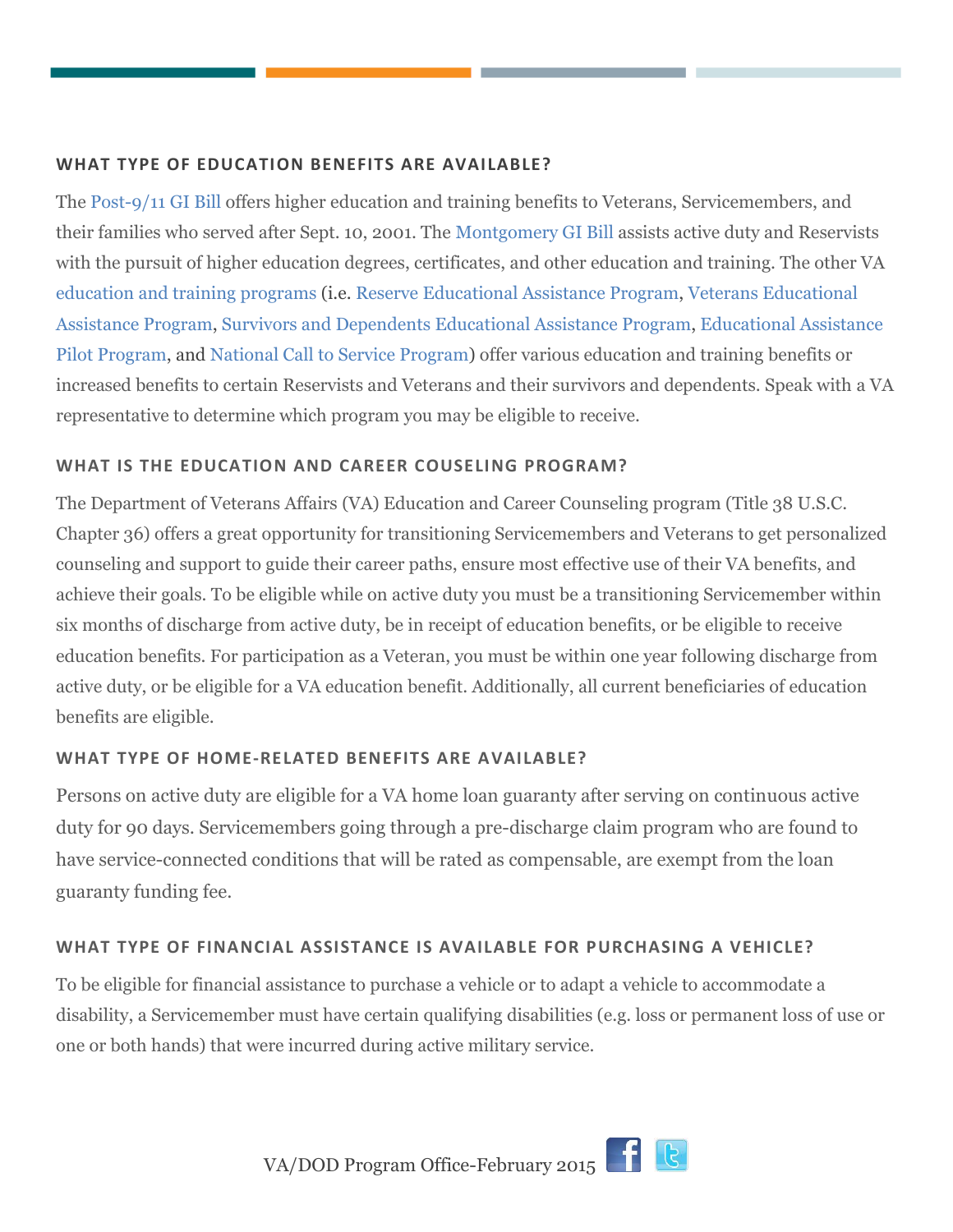### WHAT TYPE OF EDUCATION BENEFITS ARE AVAILABLE?

The Post-9/11 GI Bill offers higher education and training benefits to Veterans, Servicemembers, and their families who served after Sept. 10, 2001. The Montgomery GI Bill assists active duty and Reservists with the pursuit of higher education degrees, certificates, and other education and training. The other VA education and training programs (i.e. Reserve Educational Assistance Program, Veterans Educational Assistance Program, Survivors and Dependents Educational Assistance Program, Educational Assistance Pilot Program, and National Call to Service Program) offer various education and training benefits or increased benefits to certain Reservists and Veterans and their survivors and dependents. Speak with a VA representative to determine which program you may be eligible to receive.

### WHAT IS THE EDUCATION AND CAREER COUSELING PROGRAM?

The Department of Veterans Affairs (VA) Education and Career Counseling program (Title 38 U.S.C. Chapter 36) offers a great opportunity for transitioning Servicemembers and Veterans to get personalized counseling and support to guide their career paths, ensure most effective use of their VA benefits, and achieve their goals. To be eligible while on active duty you must be a transitioning Servicemember within six months of discharge from active duty, be in receipt of education benefits, or be eligible to receive education benefits. For participation as a Veteran, you must be within one year following discharge from active duty, or be eligible for a VA education benefit. Additionally, all current beneficiaries of education benefits are eligible.

### WHAT TYPE OF HOME-RELATED BENEFITS ARE AVAILABLE?

Persons on active duty are eligible for a VA home loan guaranty after serving on continuous active duty for 90 days. Servicemembers going through a pre-discharge claim program who are found to have service-connected conditions that will be rated as compensable, are exempt from the loan guaranty funding fee.

### WHAT TYPE OF FINANCIAL ASSISTANCE IS AVAILABLE FOR PURCHASING A VEHICLE?

To be eligible for financial assistance to purchase a vehicle or to adapt a vehicle to accommodate a disability, a Servicemember must have certain qualifying disabilities (e.g. loss or permanent loss of use or one or both hands) that were incurred during active military service.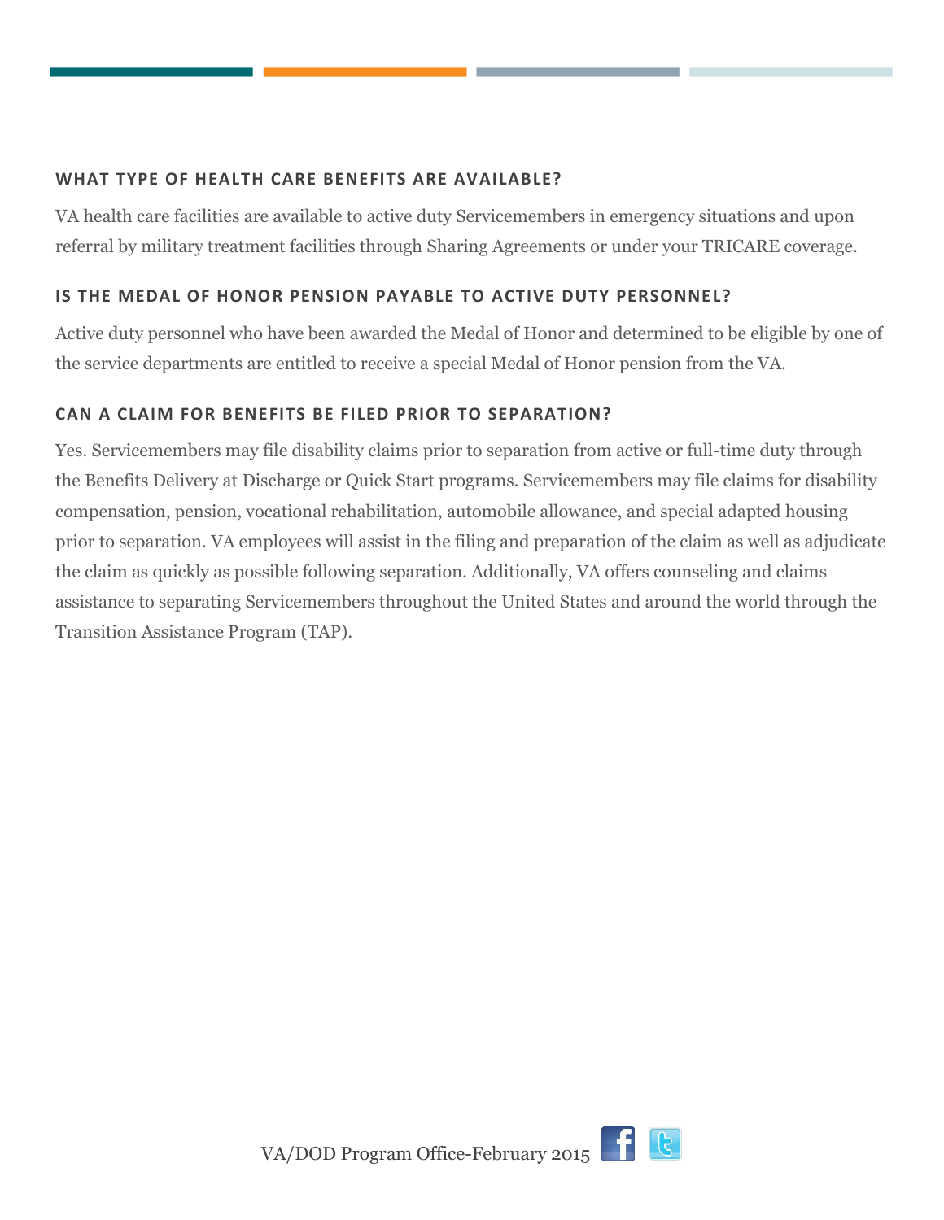### WHAT TYPE OF HEALTH CARE BENEFITS ARE AVAILABLE?

VA health care facilities are available to active duty Servicemembers in emergency situations and upon referral by military treatment facilities through Sharing Agreements or under your TRICARE coverage.

### IS THE MEDAL OF HONOR PENSION PAYABLE TO ACTIVE DUTY PERSONNEL?

Active duty personnel who have been awarded the Medal of Honor and determined to be eligible by one of the service departments are entitled to receive a special Medal of Honor pension from the VA.

### CAN A CLAIM FOR BENEFITS BE FILED PRIOR TO SEPARATION?

Yes. Servicemembers may file disability claims prior to separation from active or full-time duty through the Benefits Delivery at Discharge or Quick Start programs. Servicemembers may file claims for disability compensation, pension, vocational rehabilitation, automobile allowance, and special adapted housing prior to separation. VA employees will assist in the filing and preparation of the claim as well as adjudicate the claim as quickly as possible following separation. Additionally, VA offers counseling and claims assistance to separating Servicemembers throughout the United States and around the world through the Transition Assistance Program (TAP).